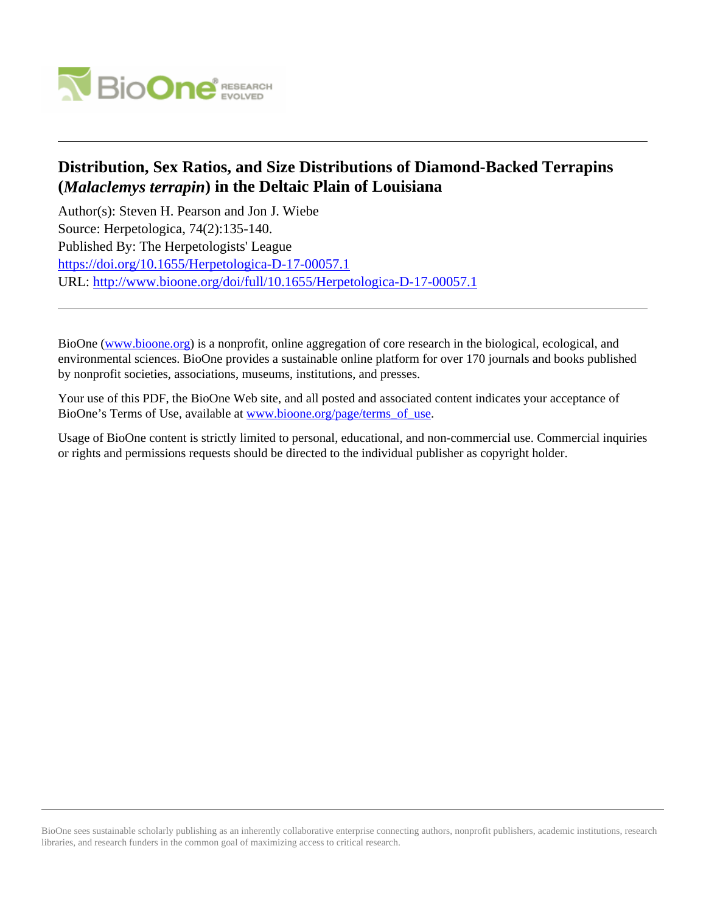# Distribution, Sex Ratios, and Size Distributions of Diamond-Backed Terrapins (*Malaclemys terrapin*) in the Deltaic Plain of Louisiana

Author(s): Steven H. Pearson and Jon J. Wiebe

Source: Herpetologica, 74(2):135-140.

Published By: The Herpetologists' League

https://doi.org/10.1655/Herpetologica-D-17-00057.1

URL: http://www.bioone.org/doi/full/10.1655/Herpetologica-D-17-00057.1

---

BioOne (www.bioone.org) is a nonprofit, online aggregation of core research in the biological, ecological, and environmental sciences. BioOne provides a sustainable online platform for over 170 journals and books published by nonprofit societies, associations, museums, institutions, and presses.

Your use of this PDF, the BioOne Web site, and all posted and associated content indicates your acceptance of BioOne's Terms of Use, available at www.bioone.org/page/terms_of_use.

Usage of BioOne content is strictly limited to personal, educational, and non-commercial use. Commercial inquiries or rights and permissions requests should be directed to the individual publisher as copyright holder.

---

BioOne sees sustainable scholarly publishing as an inherently collaborative enterprise connecting authors, nonprofit publishers, academic institutions, research libraries, and research funders in the common goal of maximizing access to critical research.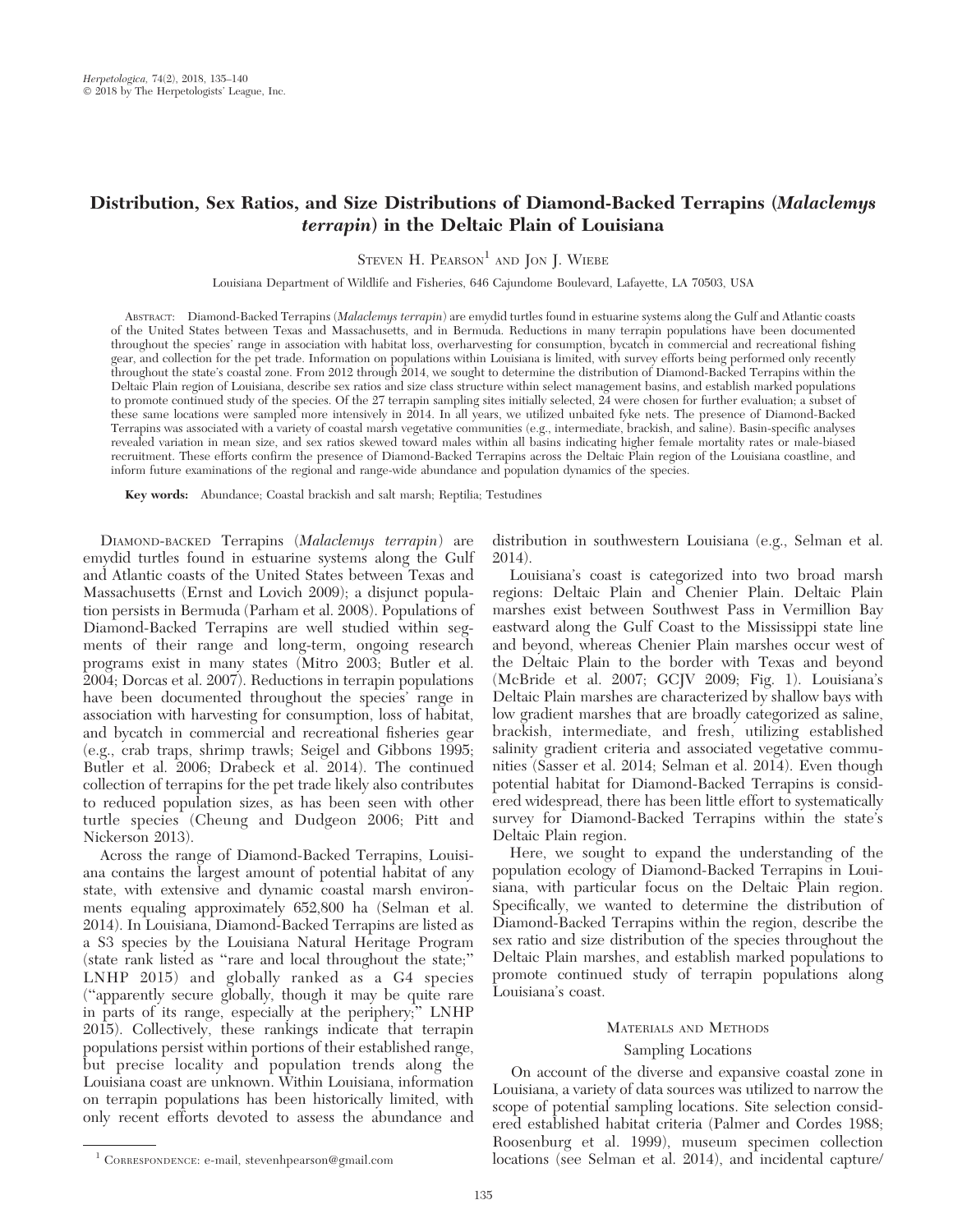# Distribution, Sex Ratios, and Size Distributions of Diamond-Backed Terrapins (*Malaclemys terrapin*) in the Deltaic Plain of Louisiana

Steven H. Pearson[1] and Jon J. Wiebe

Louisiana Department of Wildlife and Fisheries, 646 Cajundome Boulevard, Lafayette, LA 70503, USA

Abstract: Diamond-Backed Terrapins (*Malaclemys terrapin*) are emydid turtles found in estuarine systems along the Gulf and Atlantic coasts of the United States between Texas and Massachusetts, and in Bermuda. Reductions in many terrapin populations have been documented throughout the species' range in association with habitat loss, overharvesting for consumption, bycatch in commercial and recreational fishing gear, and collection for the pet trade. Information on populations within Louisiana is limited, with survey efforts being performed only recently throughout the state's coastal zone. From 2012 through 2014, we sought to determine the distribution of Diamond-Backed Terrapins within the Deltaic Plain region of Louisiana, describe sex ratios and size class structure within select management basins, and establish marked populations to promote continued study of the species. Of the 27 terrapin sampling sites initially selected, 24 were chosen for further evaluation; a subset of these same locations were sampled more intensively in 2014. In all years, we utilized unbaited fyke nets. The presence of Diamond-Backed Terrapins was associated with a variety of coastal marsh vegetative communities (e.g., intermediate, brackish, and saline). Basin-specific analyses revealed variation in mean size, and sex ratios skewed toward males within all basins indicating higher female mortality rates or male-biased recruitment. These efforts confirm the presence of Diamond-Backed Terrapins across the Deltaic Plain region of the Louisiana coastline, and inform future examinations of the regional and range-wide abundance and population dynamics of the species.

**Key words:** Abundance; Coastal brackish and salt marsh; Reptilia; Testudines

Diamond-backed Terrapins (*Malaclemys terrapin*) are emydid turtles found in estuarine systems along the Gulf and Atlantic coasts of the United States between Texas and Massachusetts (Ernst and Lovich 2009); a disjunct population persists in Bermuda (Parham et al. 2008). Populations of Diamond-Backed Terrapins are well studied within segments of their range and long-term, ongoing research programs exist in many states (Mitro 2003; Butler et al. 2004; Dorcas et al. 2007). Reductions in terrapin populations have been documented throughout the species' range in association with harvesting for consumption, loss of habitat, and bycatch in commercial and recreational fisheries gear (e.g., crab traps, shrimp trawls; Seigel and Gibbons 1995; Butler et al. 2006; Drabeck et al. 2014). The continued collection of terrapins for the pet trade likely also contributes to reduced population sizes, as has been seen with other turtle species (Cheung and Dudgeon 2006; Pitt and Nickerson 2013).

Across the range of Diamond-Backed Terrapins, Louisiana contains the largest amount of potential habitat of any state, with extensive and dynamic coastal marsh environments equaling approximately 652,800 ha (Selman et al. 2014). In Louisiana, Diamond-Backed Terrapins are listed as a S3 species by the Louisiana Natural Heritage Program (state rank listed as "rare and local throughout the state;" LNHP 2015) and globally ranked as a G4 species ("apparently secure globally, though it may be quite rare in parts of its range, especially at the periphery;" LNHP 2015). Collectively, these rankings indicate that terrapin populations persist within portions of their established range, but precise locality and population trends along the Louisiana coast are unknown. Within Louisiana, information on terrapin populations has been historically limited, with only recent efforts devoted to assess the abundance and distribution in southwestern Louisiana (e.g., Selman et al. 2014).

Louisiana's coast is categorized into two broad marsh regions: Deltaic Plain and Chenier Plain. Deltaic Plain marshes exist between Southwest Pass in Vermillion Bay eastward along the Gulf Coast to the Mississippi state line and beyond, whereas Chenier Plain marshes occur west of the Deltaic Plain to the border with Texas and beyond (McBride et al. 2007; GCJV 2009; Fig. 1). Louisiana's Deltaic Plain marshes are characterized by shallow bays with low gradient marshes that are broadly categorized as saline, brackish, intermediate, and fresh, utilizing established salinity gradient criteria and associated vegetative communities (Sasser et al. 2014; Selman et al. 2014). Even though potential habitat for Diamond-Backed Terrapins is considered widespread, there has been little effort to systematically survey for Diamond-Backed Terrapins within the state's Deltaic Plain region.

Here, we sought to expand the understanding of the population ecology of Diamond-Backed Terrapins in Louisiana, with particular focus on the Deltaic Plain region. Specifically, we wanted to determine the distribution of Diamond-Backed Terrapins within the region, describe the sex ratio and size distribution of the species throughout the Deltaic Plain marshes, and establish marked populations to promote continued study of terrapin populations along Louisiana's coast.

## Materials and Methods

### Sampling Locations

On account of the diverse and expansive coastal zone in Louisiana, a variety of data sources was utilized to narrow the scope of potential sampling locations. Site selection considered established habitat criteria (Palmer and Cordes 1988; Roosenburg et al. 1999), museum specimen collection locations (see Selman et al. 2014), and incidental capture/

[1] Correspondence: e-mail, stevenhpearson@gmail.com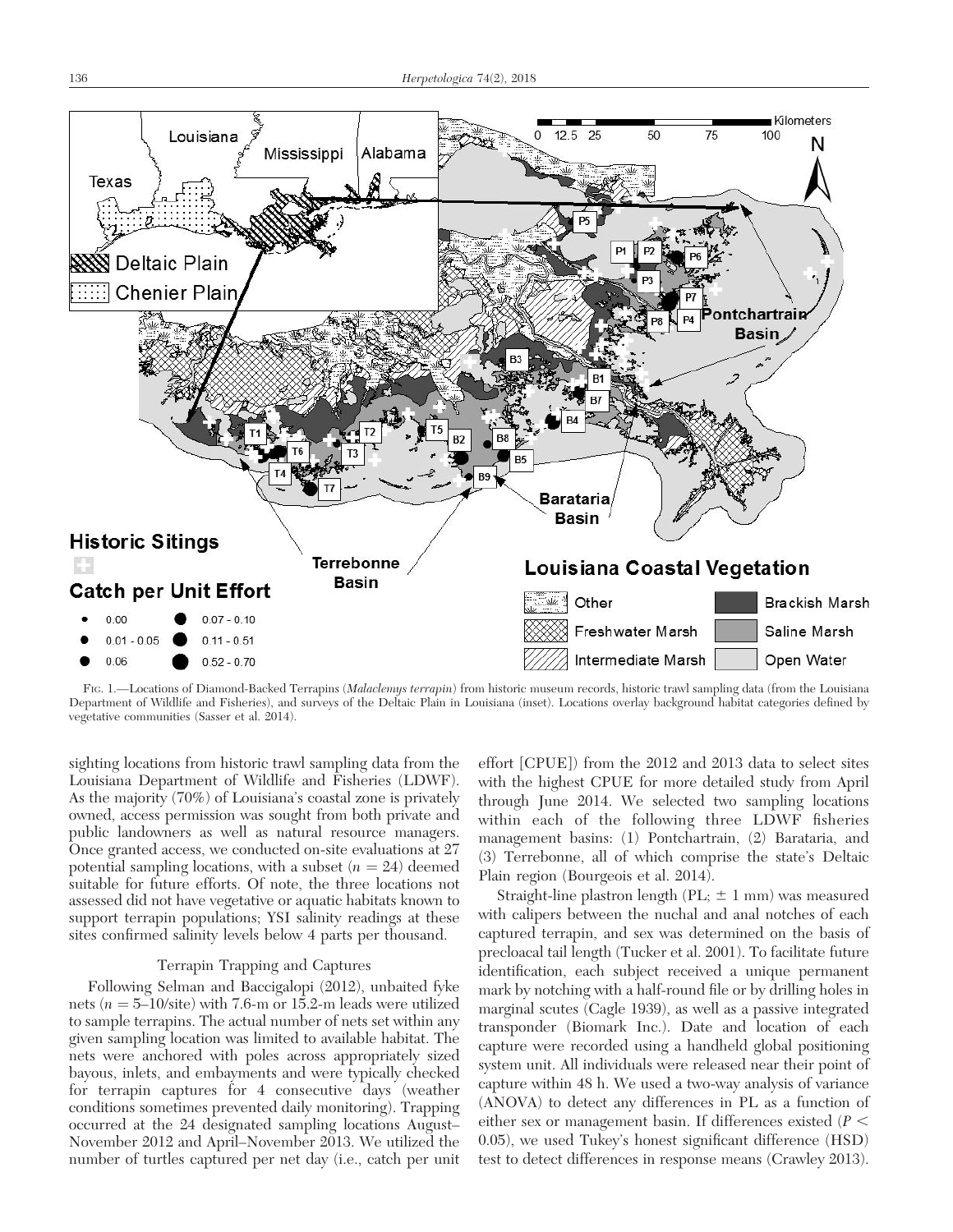Kilometers

0 12.5 25 50 75 100

N

Louisiana

Mississippi

Alabama

Texas

Deltaic Plain

Chenier Plain

P5

P1

P2

P6

P3

P7

P8

P4

Pontchartrain Basin

B3

B1

B7

B4

T1

T2

T5

B2

B8

T6

T3

B5

T4

T7

B9

Barataria Basin

Historic Sitings

Catch per Unit Effort

0.00

0.01 - 0.05

0.06

0.07 - 0.10

0.11 - 0.51

0.52 - 0.70

Terrebonne Basin

Louisiana Coastal Vegetation

Other

Freshwater Marsh

Intermediate Marsh

Brackish Marsh

Saline Marsh

Open Water

Fig. 1.—Locations of Diamond-Backed Terrapins (*Malaclemys terrapin*) from historic museum records, historic trawl sampling data (from the Louisiana Department of Wildlife and Fisheries), and surveys of the Deltaic Plain in Louisiana (inset). Locations overlay background habitat categories defined by vegetative communities (Sasser et al. 2014).

sighting locations from historic trawl sampling data from the Louisiana Department of Wildlife and Fisheries (LDWF). As the majority (70%) of Louisiana's coastal zone is privately owned, access permission was sought from both private and public landowners as well as natural resource managers. Once granted access, we conducted on-site evaluations at 27 potential sampling locations, with a subset ($n = 24$) deemed suitable for future efforts. Of note, the three locations not assessed did not have vegetative or aquatic habitats known to support terrapin populations; YSI salinity readings at these sites confirmed salinity levels below 4 parts per thousand.

### Terrapin Trapping and Captures

Following Selman and Baccigalopi (2012), unbaited fyke nets ($n = 5$–10/site) with 7.6-m or 15.2-m leads were utilized to sample terrapins. The actual number of nets set within any given sampling location was limited to available habitat. The nets were anchored with poles across appropriately sized bayous, inlets, and embayments and were typically checked for terrapin captures for 4 consecutive days (weather conditions sometimes prevented daily monitoring). Trapping occurred at the 24 designated sampling locations August–November 2012 and April–November 2013. We utilized the number of turtles captured per net day (i.e., catch per unit effort [CPUE]) from the 2012 and 2013 data to select sites with the highest CPUE for more detailed study from April through June 2014. We selected two sampling locations within each of the following three LDWF fisheries management basins: (1) Pontchartrain, (2) Barataria, and (3) Terrebonne, all of which comprise the state's Deltaic Plain region (Bourgeois et al. 2014).

Straight-line plastron length (PL; ± 1 mm) was measured with calipers between the nuchal and anal notches of each captured terrapin, and sex was determined on the basis of precloacal tail length (Tucker et al. 2001). To facilitate future identification, each subject received a unique permanent mark by notching with a half-round file or by drilling holes in marginal scutes (Cagle 1939), as well as a passive integrated transponder (Biomark Inc.). Date and location of each capture were recorded using a handheld global positioning system unit. All individuals were released near their point of capture within 48 h. We used a two-way analysis of variance (ANOVA) to detect any differences in PL as a function of either sex or management basin. If differences existed ($P < 0.05$), we used Tukey's honest significant difference (HSD) test to detect differences in response means (Crawley 2013).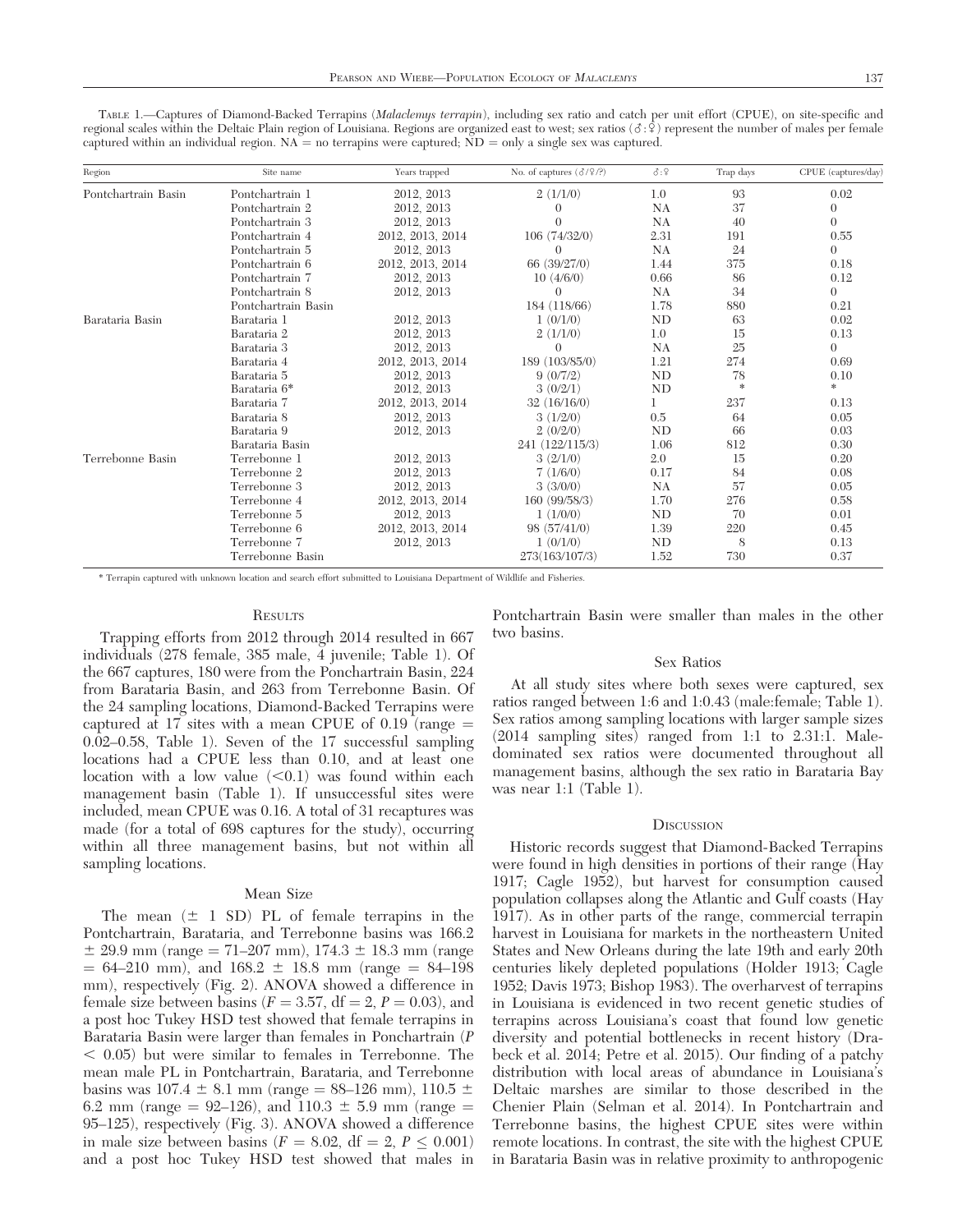TABLE 1.—Captures of Diamond-Backed Terrapins (*Malaclemys terrapin*), including sex ratio and catch per unit effort (CPUE), on site-specific and regional scales within the Deltaic Plain region of Louisiana. Regions are organized east to west; sex ratios (♂:♀) represent the number of males per female captured within an individual region. NA = no terrapins were captured; ND = only a single sex was captured.

| Region | Site name | Years trapped | No. of captures (♂/♀/?) | ♂:♀ | Trap days | CPUE (captures/day) |
|---|---|---|---|---|---|---|
| Pontchartrain Basin | Pontchartrain 1 | 2012, 2013 | 2 (1/1/0) | 1.0 | 93 | 0.02 |
| | Pontchartrain 2 | 2012, 2013 | 0 | NA | 37 | 0 |
| | Pontchartrain 3 | 2012, 2013 | 0 | NA | 40 | 0 |
| | Pontchartrain 4 | 2012, 2013, 2014 | 106 (74/32/0) | 2.31 | 191 | 0.55 |
| | Pontchartrain 5 | 2012, 2013 | 0 | NA | 24 | 0 |
| | Pontchartrain 6 | 2012, 2013, 2014 | 66 (39/27/0) | 1.44 | 375 | 0.18 |
| | Pontchartrain 7 | 2012, 2013 | 10 (4/6/0) | 0.66 | 86 | 0.12 |
| | Pontchartrain 8 | 2012, 2013 | 0 | NA | 34 | 0 |
| | Pontchartrain Basin | | 184 (118/66) | 1.78 | 880 | 0.21 |
| Barataria Basin | Barataria 1 | 2012, 2013 | 1 (0/1/0) | ND | 63 | 0.02 |
| | Barataria 2 | 2012, 2013 | 2 (1/1/0) | 1.0 | 15 | 0.13 |
| | Barataria 3 | 2012, 2013 | 0 | NA | 25 | 0 |
| | Barataria 4 | 2012, 2013, 2014 | 189 (103/85/0) | 1.21 | 274 | 0.69 |
| | Barataria 5 | 2012, 2013 | 9 (0/7/2) | ND | 78 | 0.10 |
| | Barataria 6* | 2012, 2013 | 3 (0/2/1) | ND | * | * |
| | Barataria 7 | 2012, 2013, 2014 | 32 (16/16/0) | 1 | 237 | 0.13 |
| | Barataria 8 | 2012, 2013 | 3 (1/2/0) | 0.5 | 64 | 0.05 |
| | Barataria 9 | 2012, 2013 | 2 (0/2/0) | ND | 66 | 0.03 |
| | Barataria Basin | | 241 (122/115/3) | 1.06 | 812 | 0.30 |
| Terrebonne Basin | Terrebonne 1 | 2012, 2013 | 3 (2/1/0) | 2.0 | 15 | 0.20 |
| | Terrebonne 2 | 2012, 2013 | 7 (1/6/0) | 0.17 | 84 | 0.08 |
| | Terrebonne 3 | 2012, 2013 | 3 (3/0/0) | NA | 57 | 0.05 |
| | Terrebonne 4 | 2012, 2013, 2014 | 160 (99/58/3) | 1.70 | 276 | 0.58 |
| | Terrebonne 5 | 2012, 2013 | 1 (1/0/0) | ND | 70 | 0.01 |
| | Terrebonne 6 | 2012, 2013, 2014 | 98 (57/41/0) | 1.39 | 220 | 0.45 |
| | Terrebonne 7 | 2012, 2013 | 1 (0/1/0) | ND | 8 | 0.13 |
| | Terrebonne Basin | | 273(163/107/3) | 1.52 | 730 | 0.37 |

\* Terrapin captured with unknown location and search effort submitted to Louisiana Department of Wildlife and Fisheries.

## RESULTS

Trapping efforts from 2012 through 2014 resulted in 667 individuals (278 female, 385 male, 4 juvenile; Table 1). Of the 667 captures, 180 were from the Ponchartrain Basin, 224 from Barataria Basin, and 263 from Terrebonne Basin. Of the 24 sampling locations, Diamond-Backed Terrapins were captured at 17 sites with a mean CPUE of 0.19 (range = 0.02–0.58, Table 1). Seven of the 17 successful sampling locations had a CPUE less than 0.10, and at least one location with a low value (<0.1) was found within each management basin (Table 1). If unsuccessful sites were included, mean CPUE was 0.16. A total of 31 recaptures was made (for a total of 698 captures for the study), occurring within all three management basins, but not within all sampling locations.

### Mean Size

The mean (± 1 SD) PL of female terrapins in the Pontchartrain, Barataria, and Terrebonne basins was 166.2 ± 29.9 mm (range = 71–207 mm), 174.3 ± 18.3 mm (range = 64–210 mm), and 168.2 ± 18.8 mm (range = 84–198 mm), respectively (Fig. 2). ANOVA showed a difference in female size between basins ($F = 3.57$, df = 2, $P = 0.03$), and a post hoc Tukey HSD test showed that female terrapins in Barataria Basin were larger than females in Ponchartrain ($P < 0.05$) but were similar to females in Terrebonne. The mean male PL in Pontchartrain, Barataria, and Terrebonne basins was 107.4 ± 8.1 mm (range = 88–126 mm), 110.5 ± 6.2 mm (range = 92–126), and 110.3 ± 5.9 mm (range = 95–125), respectively (Fig. 3). ANOVA showed a difference in male size between basins ($F = 8.02$, df = 2, $P \leq 0.001$) and a post hoc Tukey HSD test showed that males in Pontchartrain Basin were smaller than males in the other two basins.

### Sex Ratios

At all study sites where both sexes were captured, sex ratios ranged between 1:6 and 1:0.43 (male:female; Table 1). Sex ratios among sampling locations with larger sample sizes (2014 sampling sites) ranged from 1:1 to 2.31:1. Male-dominated sex ratios were documented throughout all management basins, although the sex ratio in Barataria Bay was near 1:1 (Table 1).

## DISCUSSION

Historic records suggest that Diamond-Backed Terrapins were found in high densities in portions of their range (Hay 1917; Cagle 1952), but harvest for consumption caused population collapses along the Atlantic and Gulf coasts (Hay 1917). As in other parts of the range, commercial terrapin harvest in Louisiana for markets in the northeastern United States and New Orleans during the late 19th and early 20th centuries likely depleted populations (Holder 1913; Cagle 1952; Davis 1973; Bishop 1983). The overharvest of terrapins in Louisiana is evidenced in two recent genetic studies of terrapins across Louisiana's coast that found low genetic diversity and potential bottlenecks in recent history (Drabeck et al. 2014; Petre et al. 2015). Our finding of a patchy distribution with local areas of abundance in Louisiana's Deltaic marshes are similar to those described in the Chenier Plain (Selman et al. 2014). In Pontchartrain and Terrebonne basins, the highest CPUE sites were within remote locations. In contrast, the site with the highest CPUE in Barataria Basin was in relative proximity to anthropogenic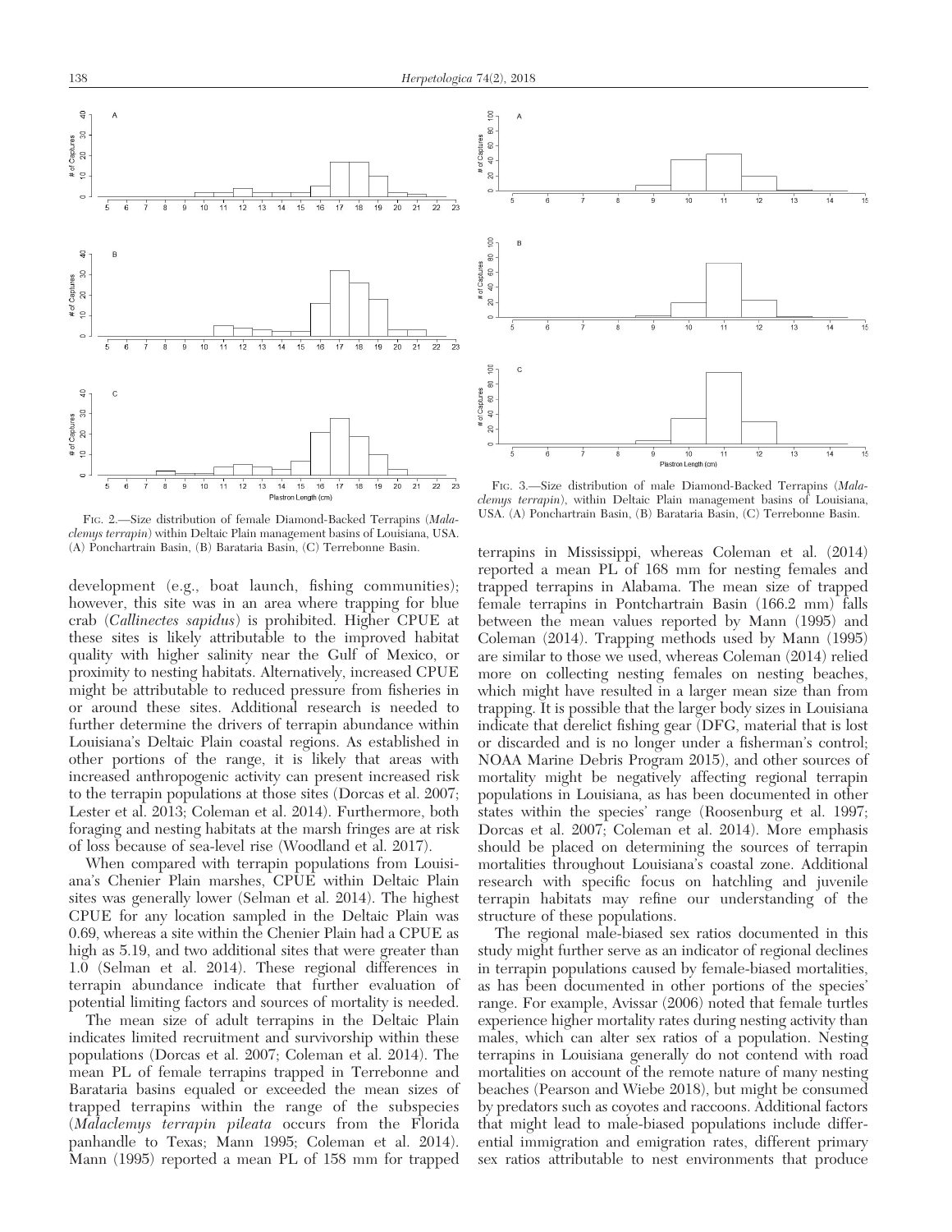A

\# of Captures

40 30 20 10 0

5 6 7 8 9 10 11 12 13 14 15 16 17 18 19 20 21 22 23

B

\# of Captures

40 30 20 10 0

5 6 7 8 9 10 11 12 13 14 15 16 17 18 19 20 21 22 23

C

\# of Captures

40 30 20 10 0

5 6 7 8 9 10 11 12 13 14 15 16 17 18 19 20 21 22 23

Plastron Length (cm)

Fig. 2.—Size distribution of female Diamond-Backed Terrapins (*Malaclemys terrapin*) within Deltaic Plain management basins of Louisiana, USA. (A) Ponchartrain Basin, (B) Barataria Basin, (C) Terrebonne Basin.

A

\# of Captures

100 80 60 40 20 0

5 6 7 8 9 10 11 12 13 14 15

B

\# of Captures

100 80 60 40 20 0

5 6 7 8 9 10 11 12 13 14 15

C

\# of Captures

100 80 60 40 20 0

5 6 7 8 9 10 11 12 13 14 15

Plastron Length (cm)

Fig. 3.—Size distribution of male Diamond-Backed Terrapins (*Malaclemys terrapin*), within Deltaic Plain management basins of Louisiana, USA. (A) Ponchartrain Basin, (B) Barataria Basin, (C) Terrebonne Basin.

development (e.g., boat launch, fishing communities); however, this site was in an area where trapping for blue crab (*Callinectes sapidus*) is prohibited. Higher CPUE at these sites is likely attributable to the improved habitat quality with higher salinity near the Gulf of Mexico, or proximity to nesting habitats. Alternatively, increased CPUE might be attributable to reduced pressure from fisheries in or around these sites. Additional research is needed to further determine the drivers of terrapin abundance within Louisiana's Deltaic Plain coastal regions. As established in other portions of the range, it is likely that areas with increased anthropogenic activity can present increased risk to the terrapin populations at those sites (Dorcas et al. 2007; Lester et al. 2013; Coleman et al. 2014). Furthermore, both foraging and nesting habitats at the marsh fringes are at risk of loss because of sea-level rise (Woodland et al. 2017).

When compared with terrapin populations from Louisiana's Chenier Plain marshes, CPUE within Deltaic Plain sites was generally lower (Selman et al. 2014). The highest CPUE for any location sampled in the Deltaic Plain was 0.69, whereas a site within the Chenier Plain had a CPUE as high as 5.19, and two additional sites that were greater than 1.0 (Selman et al. 2014). These regional differences in terrapin abundance indicate that further evaluation of potential limiting factors and sources of mortality is needed.

The mean size of adult terrapins in the Deltaic Plain indicates limited recruitment and survivorship within these populations (Dorcas et al. 2007; Coleman et al. 2014). The mean PL of female terrapins trapped in Terrebonne and Barataria basins equaled or exceeded the mean sizes of trapped terrapins within the range of the subspecies (*Malaclemys terrapin pileata* occurs from the Florida panhandle to Texas; Mann 1995; Coleman et al. 2014). Mann (1995) reported a mean PL of 158 mm for trapped terrapins in Mississippi, whereas Coleman et al. (2014) reported a mean PL of 168 mm for nesting females and trapped terrapins in Alabama. The mean size of trapped female terrapins in Pontchartrain Basin (166.2 mm) falls between the mean values reported by Mann (1995) and Coleman (2014). Trapping methods used by Mann (1995) are similar to those we used, whereas Coleman (2014) relied more on collecting nesting females on nesting beaches, which might have resulted in a larger mean size than from trapping. It is possible that the larger body sizes in Louisiana indicate that derelict fishing gear (DFG, material that is lost or discarded and is no longer under a fisherman's control; NOAA Marine Debris Program 2015), and other sources of mortality might be negatively affecting regional terrapin populations in Louisiana, as has been documented in other states within the species' range (Roosenburg et al. 1997; Dorcas et al. 2007; Coleman et al. 2014). More emphasis should be placed on determining the sources of terrapin mortalities throughout Louisiana's coastal zone. Additional research with specific focus on hatchling and juvenile terrapin habitats may refine our understanding of the structure of these populations.

The regional male-biased sex ratios documented in this study might further serve as an indicator of regional declines in terrapin populations caused by female-biased mortalities, as has been documented in other portions of the species' range. For example, Avissar (2006) noted that female turtles experience higher mortality rates during nesting activity than males, which can alter sex ratios of a population. Nesting terrapins in Louisiana generally do not contend with road mortalities on account of the remote nature of many nesting beaches (Pearson and Wiebe 2018), but might be consumed by predators such as coyotes and raccoons. Additional factors that might lead to male-biased populations include differential immigration and emigration rates, different primary sex ratios attributable to nest environments that produce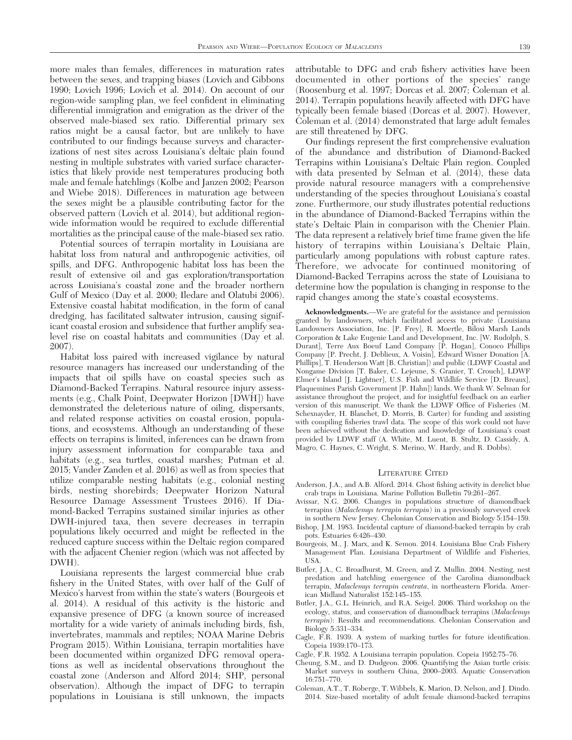more males than females, differences in maturation rates between the sexes, and trapping biases (Lovich and Gibbons 1990; Lovich 1996; Lovich et al. 2014). On account of our region-wide sampling plan, we feel confident in eliminating differential immigration and emigration as the driver of the observed male-biased sex ratio. Differential primary sex ratios might be a causal factor, but are unlikely to have contributed to our findings because surveys and characterizations of nest sites across Louisiana's deltaic plain found nesting in multiple substrates with varied surface characteristics that likely provide nest temperatures producing both male and female hatchlings (Kolbe and Janzen 2002; Pearson and Wiebe 2018). Differences in maturation age between the sexes might be a plausible contributing factor for the observed pattern (Lovich et al. 2014), but additional region-wide information would be required to exclude differential mortalities as the principal cause of the male-biased sex ratio.

Potential sources of terrapin mortality in Louisiana are habitat loss from natural and anthropogenic activities, oil spills, and DFG. Anthropogenic habitat loss has been the result of extensive oil and gas exploration/transportation across Louisiana's coastal zone and the broader northern Gulf of Mexico (Day et al. 2000; Iledare and Olatubi 2006). Extensive coastal habitat modification, in the form of canal dredging, has facilitated saltwater intrusion, causing significant coastal erosion and subsidence that further amplify sea-level rise on coastal habitats and communities (Day et al. 2007).

Habitat loss paired with increased vigilance by natural resource managers has increased our understanding of the impacts that oil spills have on coastal species such as Diamond-Backed Terrapins. Natural resource injury assessments (e.g., Chalk Point, Deepwater Horizon [DWH]) have demonstrated the deleterious nature of oiling, dispersants, and related response activities on coastal erosion, populations, and ecosystems. Although an understanding of these effects on terrapins is limited, inferences can be drawn from injury assessment information for comparable taxa and habitats (e.g., sea turtles, coastal marshes; Putman et al. 2015; Vander Zanden et al. 2016) as well as from species that utilize comparable nesting habitats (e.g., colonial nesting birds, nesting shorebirds; Deepwater Horizon Natural Resource Damage Assessment Trustees 2016). If Diamond-Backed Terrapins sustained similar injuries as other DWH-injured taxa, then severe decreases in terrapin populations likely occurred and might be reflected in the reduced capture success within the Deltaic region compared with the adjacent Chenier region (which was not affected by DWH).

Louisiana represents the largest commercial blue crab fishery in the United States, with over half of the Gulf of Mexico's harvest from within the state's waters (Bourgeois et al. 2014). A residual of this activity is the historic and expansive presence of DFG (a known source of increased mortality for a wide variety of animals including birds, fish, invertebrates, mammals and reptiles; NOAA Marine Debris Program 2015). Within Louisiana, terrapin mortalities have been documented within organized DFG removal operations as well as incidental observations throughout the coastal zone (Anderson and Alford 2014; SHP, personal observation). Although the impact of DFG to terrapin populations in Louisiana is still unknown, the impacts attributable to DFG and crab fishery activities have been documented in other portions of the species' range (Roosenburg et al. 1997; Dorcas et al. 2007; Coleman et al. 2014). Terrapin populations heavily affected with DFG have typically been female biased (Dorcas et al. 2007). However, Coleman et al. (2014) demonstrated that large adult females are still threatened by DFG.

Our findings represent the first comprehensive evaluation of the abundance and distribution of Diamond-Backed Terrapins within Louisiana's Deltaic Plain region. Coupled with data presented by Selman et al. (2014), these data provide natural resource managers with a comprehensive understanding of the species throughout Louisiana's coastal zone. Furthermore, our study illustrates potential reductions in the abundance of Diamond-Backed Terrapins within the state's Deltaic Plain in comparison with the Chenier Plain. The data represent a relatively brief time frame given the life history of terrapins within Louisiana's Deltaic Plain, particularly among populations with robust capture rates. Therefore, we advocate for continued monitoring of Diamond-Backed Terrapins across the state of Louisiana to determine how the population is changing in response to the rapid changes among the state's coastal ecosystems.

**Acknowledgments.**—We are grateful for the assistance and permission granted by landowners, which facilitated access to private (Louisiana Landowners Association, Inc. [P. Frey], R. Moertle, Biloxi Marsh Lands Corporation & Lake Eugenie Land and Development, Inc. [W. Rudolph, S. Durant], Terre Aux Boeuf Land Company [P. Hogan], Conoco Phillips Company [P. Precht, J. Deblieux, A. Voisin], Edward Wisner Donation [A. Phillips], T. Henderson Watt [B. Christian]) and public (LDWF Coastal and Nongame Division [T. Baker, C. Lejeune, S. Granier, T. Crouch], LDWF Elmer's Island [J. Lightner], U.S. Fish and Wildlife Service [D. Breaux], Plaquemines Parish Government [P. Hahn]) lands. We thank W. Selman for assistance throughout the project, and for insightful feedback on an earlier version of this manuscript. We thank the LDWF Office of Fisheries (M. Schexnayder, H. Blanchet, D. Morris, B. Carter) for funding and assisting with compiling fisheries trawl data. The scope of this work could not have been achieved without the dedication and knowledge of Louisiana's coast provided by LDWF staff (A. White, M. Luent, B. Stultz, D. Cassidy, A. Magro, C. Haynes, C. Wright, S. Merino, W. Hardy, and R. Dobbs).

## Literature Cited

Anderson, J.A., and A.B. Alford. 2014. Ghost fishing activity in derelict blue crab traps in Louisiana. Marine Pollution Bulletin 79:261–267.

Avissar, N.G. 2006. Changes in populations structure of diamondback terrapins (*Malaclemys terrapin terrapin*) in a previously surveyed creek in southern New Jersey. Chelonian Conservation and Biology 5:154–159.

Bishop, J.M. 1983. Incidental capture of diamond-backed terrapin by crab pots. Estuaries 6:426–430.

Bourgeois, M., J. Marx, and K. Semon. 2014. Louisiana Blue Crab Fishery Management Plan. Louisiana Department of Wildlife and Fisheries, USA.

Butler, J.A., C. Broadhurst, M. Green, and Z. Mullin. 2004. Nesting, nest predation and hatchling emergence of the Carolina diamondback terrapin, *Malaclemys terrapin centrata*, in northeastern Florida. American Midland Naturalist 152:145–155.

Butler, J.A., G.L. Heinrich, and R.A. Seigel. 2006. Third workshop on the ecology, status, and conservation of diamondback terrapins (*Malaclemys terrapin*): Results and recommendations. Chelonian Conservation and Biology 5:331–334.

Cagle, F.R. 1939. A system of marking turtles for future identification. Copeia 1939:170–173.

Cagle, F.R. 1952. A Louisiana terrapin population. Copeia 1952:75–76.

Cheung, S.M., and D. Dudgeon. 2006. Quantifying the Asian turtle crisis: Market surveys in southern China, 2000–2003. Aquatic Conservation 16:751–770.

Coleman, A.T., T. Roberge, T. Wibbels, K. Marion, D. Nelson, and J. Dindo. 2014. Size-based mortality of adult female diamond-backed terrapins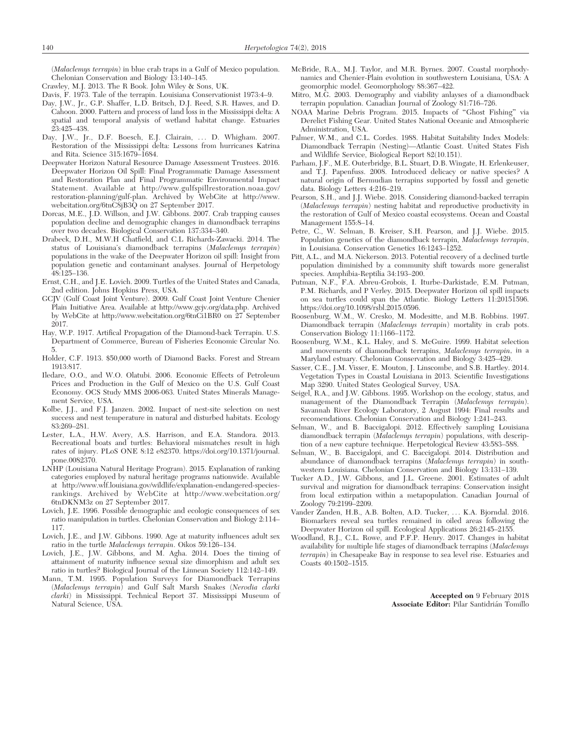(*Malaclemys terrapin*) in blue crab traps in a Gulf of Mexico population. Chelonian Conservation and Biology 13:140–145.

Crawley, M.J. 2013. The R Book. John Wiley & Sons, UK.

Davis, F. 1973. Tale of the terrapin. Louisiana Conservationist 1973:4–9.

Day, J.W., Jr., G.P. Shaffer, L.D. Britsch, D.J. Reed, S.R. Hawes, and D. Cahoon. 2000. Pattern and process of land loss in the Mississippi delta: A spatial and temporal analysis of wetland habitat change. Estuaries 23:425–438.

Day, J.W., Jr., D.F. Boesch, E.J. Clairain, ... D. Whigham. 2007. Restoration of the Mississippi delta: Lessons from hurricanes Katrina and Rita. Science 315:1679–1684.

Deepwater Horizon Natural Resource Damage Assessment Trustees. 2016. Deepwater Horizon Oil Spill: Final Programmatic Damage Assessment and Restoration Plan and Final Programmatic Environmental Impact Statement. Available at http://www.gulfspillrestoration.noaa.gov/restoration-planning/gulf-plan. Archived by WebCite at http://www.webcitation.org/6tnC8jB3Q on 27 September 2017.

Dorcas, M.E., J.D. Willson, and J.W. Gibbons. 2007. Crab trapping causes population decline and demographic changes in diamondback terrapins over two decades. Biological Conservation 137:334–340.

Drabeck, D.H., M.W.H Chatfield, and C.L Richards-Zawacki. 2014. The status of Louisiana's diamondback terrapins (*Malaclemys terrapin*) populations in the wake of the Deepwater Horizon oil spill: Insight from population genetic and contaminant analyses. Journal of Herpetology 48:125–136.

Ernst, C.H., and J.E. Lovich. 2009. Turtles of the United States and Canada, 2nd edition. Johns Hopkins Press, USA.

GCJV (Gulf Coast Joint Venture). 2009. Gulf Coast Joint Venture Chenier Plain Initiative Area. Available at http://www.gcjv.org/data.php. Archived by WebCite at http://www.webcitation.org/6tnCi1BR0 on 27 September 2017.

Hay, W.P. 1917. Artifical Propagation of the Diamond-back Terrapin. U.S. Department of Commerce, Bureau of Fisheries Economic Circular No. 5.

Holder, C.F. 1913. $50,000 worth of Diamond Backs. Forest and Stream 1913:817.

Iledare, O.O., and W.O. Olatubi. 2006. Economic Effects of Petroleum Prices and Production in the Gulf of Mexico on the U.S. Gulf Coast Economy. OCS Study MMS 2006-063. United States Minerals Management Service, USA.

Kolbe, J.J., and F.J. Janzen. 2002. Impact of nest-site selection on nest success and nest temperature in natural and disturbed habitats. Ecology 83:269–281.

Lester, L.A., H.W. Avery, A.S. Harrison, and E.A. Standora. 2013. Recreational boats and turtles: Behavioral mismatches result in high rates of injury. PLoS ONE 8:12 e82370. https://doi.org/10.1371/journal.pone.0082370.

LNHP (Louisiana Natural Heritage Program). 2015. Explanation of ranking categories employed by natural heritage programs nationwide. Available at http://www.wlf.louisiana.gov/wildlife/explanation-endangered-species-rankings. Archived by WebCite at http://www.webcitation.org/6tnDKNM3z on 27 September 2017.

Lovich, J.E. 1996. Possible demographic and ecologic consequences of sex ratio manipulation in turtles. Chelonian Conservation and Biology 2:114–117.

Lovich, J.E., and J.W. Gibbons. 1990. Age at maturity influences adult sex ratio in the turtle *Malaclemys terrapin*. Oikos 59:126–134.

Lovich, J.E., J.W. Gibbons, and M. Agha. 2014. Does the timing of attainment of maturity influence sexual size dimorphism and adult sex ratio in turtles? Biological Journal of the Linnean Society 112:142–149.

Mann, T.M. 1995. Population Surveys for Diamondback Terrapins (*Malaclemys terrapin*) and Gulf Salt Marsh Snakes (*Nerodia clarki clarki*) in Mississippi. Technical Report 37. Mississippi Museum of Natural Science, USA.

McBride, R.A., M.J. Taylor, and M.R. Byrnes. 2007. Coastal morphodynamics and Chenier-Plain evolution in southwestern Louisiana, USA: A geomorphic model. Geomorphology 88:367–422.

Mitro, M.G. 2003. Demography and viability anlayses of a diamondback terrapin population. Canadian Journal of Zoology 81:716–726.

NOAA Marine Debris Program. 2015. Impacts of "Ghost Fishing" via Derelict Fishing Gear. United States National Oceanic and Atmospheric Administration, USA.

Palmer, W.M., and C.L. Cordes. 1988. Habitat Suitability Index Models: Diamondback Terrapin (Nesting)—Atlantic Coast. United States Fish and Wildlife Service, Biological Report 82(10.151).

Parham, J.F., M.E. Outerbridge, B.L. Stuart, D.B. Wingate, H. Erlenkeuser, and T.J. Papenfuss. 2008. Introduced delicacy or native species? A natural origin of Bermudian terrapins supported by fossil and genetic data. Biology Letters 4:216–219.

Pearson, S.H., and J.J. Wiebe. 2018. Considering diamond-backed terrapin (*Malaclemys terrapin*) nesting habitat and reproductive productivity in the restoration of Gulf of Mexico coastal ecosystems. Ocean and Coastal Management 155:8–14.

Petre, C., W. Selman, B. Kreiser, S.H. Pearson, and J.J. Wiebe. 2015. Population genetics of the diamondback terrapin, *Malaclemys terrapin*, in Louisiana. Conservation Genetics 16:1243–1252.

Pitt, A.L., and M.A. Nickerson. 2013. Potential recovery of a declined turtle population diminished by a community shift towards more generalist species. Amphibia-Reptilia 34:193–200.

Putman, N.F., F.A. Abreu-Grobois, I. Iturbe-Darkistade, E.M. Putman, P.M. Richards, and P Verley. 2015. Deepwater Horizon oil spill impacts on sea turtles could span the Atlantic. Biology Letters 11:20151596. https://doi.org/10.1098/rsbl.2015.0596.

Roosenburg, W.M., W. Cresko, M. Modesitte, and M.B. Robbins. 1997. Diamondback terrapin (*Malaclemys terrapin*) mortality in crab pots. Conservation Biology 11:1166–1172.

Roosenburg, W.M., K.L. Haley, and S. McGuire. 1999. Habitat selection and movements of diamondback terrapins, *Malaclemys terrapin*, in a Maryland estuary. Chelonian Conservation and Biology 3:425–429.

Sasser, C.E., J.M. Visser, E. Mouton, J. Linscombe, and S.B. Hartley. 2014. Vegetation Types in Coastal Louisiana in 2013. Scientific Investigations Map 3290. United States Geological Survey, USA.

Seigel, R.A., and J.W. Gibbons. 1995. Workshop on the ecology, status, and management of the Diamondback Terrapin (*Malaclemys terrapin*). Savannah River Ecology Laboratory, 2 August 1994: Final results and recomendations. Chelonian Conservation and Biology 1:241–243.

Selman, W., and B. Baccigalopi. 2012. Effectively sampling Louisiana diamondback terrapin (*Malaclemys terrapin*) populations, with description of a new capture technique. Herpetological Review 43:583–588.

Selman, W., B. Baccigalopi, and C. Baccigalopi. 2014. Distribution and abundance of diamondback terrapins (*Malaclemys terrapin*) in southwestern Louisiana. Chelonian Conservation and Biology 13:131–139.

Tucker A.D., J.W. Gibbons, and J.L. Greene. 2001. Estimates of adult survival and migration for diamondback terrapins: Conservation insight from local extirpation within a metapopulation. Canadian Journal of Zoology 79:2199–2209.

Vander Zanden, H.B., A.B. Bolten, A.D. Tucker, ... K.A. Bjorndal. 2016. Biomarkers reveal sea turtles remained in oiled areas following the Deepwater Horizon oil spill. Ecological Applications 26:2145–2155.

Woodland, R.J., C.L. Rowe, and P.F.P. Henry. 2017. Changes in habitat availability for multiple life stages of diamondback terrapins (*Malaclemys terrapin*) in Chesapeake Bay in response to sea level rise. Estuaries and Coasts 40:1502–1515.

**Accepted on** 9 February 2018
**Associate Editor:** Pilar Santidrián Tomillo